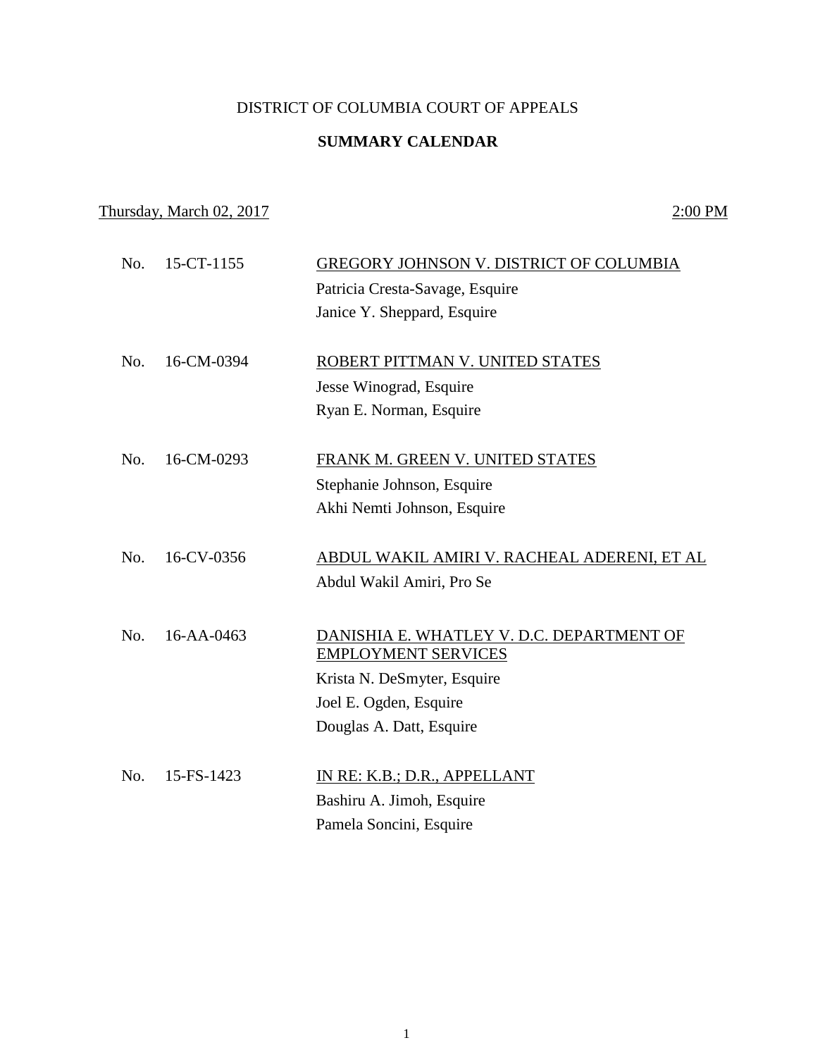# DISTRICT OF COLUMBIA COURT OF APPEALS

## SUMMARY CALENDAR

Thursday, March 02, 2017 — 2:00 PM

| No. | Case Number | Case / Counsel |
|---|---|---|
| No. | 15-CT-1155 | GREGORY JOHNSON V. DISTRICT OF COLUMBIA<br>Patricia Cresta-Savage, Esquire<br>Janice Y. Sheppard, Esquire |
| No. | 16-CM-0394 | ROBERT PITTMAN V. UNITED STATES<br>Jesse Winograd, Esquire<br>Ryan E. Norman, Esquire |
| No. | 16-CM-0293 | FRANK M. GREEN V. UNITED STATES<br>Stephanie Johnson, Esquire<br>Akhi Nemti Johnson, Esquire |
| No. | 16-CV-0356 | ABDUL WAKIL AMIRI V. RACHEAL ADERENI, ET AL<br>Abdul Wakil Amiri, Pro Se |
| No. | 16-AA-0463 | DANISHIA E. WHATLEY V. D.C. DEPARTMENT OF EMPLOYMENT SERVICES<br>Krista N. DeSmyter, Esquire<br>Joel E. Ogden, Esquire<br>Douglas A. Datt, Esquire |
| No. | 15-FS-1423 | IN RE: K.B.; D.R., APPELLANT<br>Bashiru A. Jimoh, Esquire<br>Pamela Soncini, Esquire |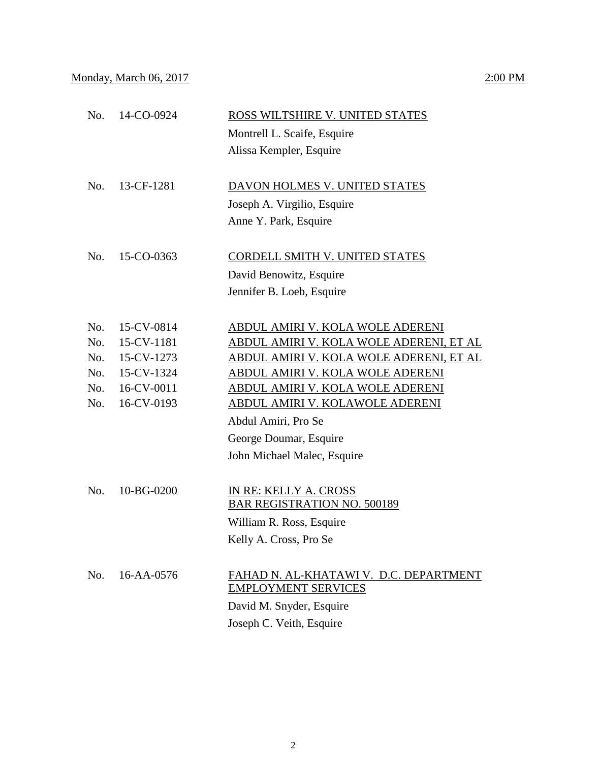Monday, March 06, 2017 — 2:00 PM

No. 14-CO-0924 — ROSS WILTSHIRE V. UNITED STATES

Montrell L. Scaife, Esquire
Alissa Kempler, Esquire

No. 13-CF-1281 — DAVON HOLMES V. UNITED STATES

Joseph A. Virgilio, Esquire
Anne Y. Park, Esquire

No. 15-CO-0363 — CORDELL SMITH V. UNITED STATES

David Benowitz, Esquire
Jennifer B. Loeb, Esquire

No. 15-CV-0814 — ABDUL AMIRI V. KOLA WOLE ADERENI
No. 15-CV-1181 — ABDUL AMIRI V. KOLA WOLE ADERENI, ET AL
No. 15-CV-1273 — ABDUL AMIRI V. KOLA WOLE ADERENI, ET AL
No. 15-CV-1324 — ABDUL AMIRI V. KOLA WOLE ADERENI
No. 16-CV-0011 — ABDUL AMIRI V. KOLA WOLE ADERENI
No. 16-CV-0193 — ABDUL AMIRI V. KOLAWOLE ADERENI

Abdul Amiri, Pro Se
George Doumar, Esquire
John Michael Malec, Esquire

No. 10-BG-0200 — IN RE: KELLY A. CROSS
BAR REGISTRATION NO. 500189

William R. Ross, Esquire
Kelly A. Cross, Pro Se

No. 16-AA-0576 — FAHAD N. AL-KHATAWI V. D.C. DEPARTMENT EMPLOYMENT SERVICES

David M. Snyder, Esquire
Joseph C. Veith, Esquire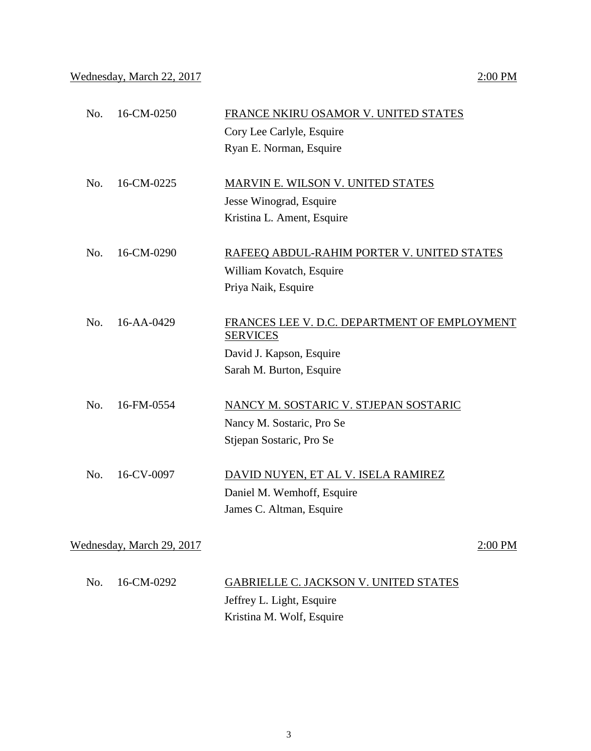Wednesday, March 22, 2017 2:00 PM

No. 16-CM-0250 FRANCE NKIRU OSAMOR V. UNITED STATES
Cory Lee Carlyle, Esquire
Ryan E. Norman, Esquire

No. 16-CM-0225 MARVIN E. WILSON V. UNITED STATES
Jesse Winograd, Esquire
Kristina L. Ament, Esquire

No. 16-CM-0290 RAFEEQ ABDUL-RAHIM PORTER V. UNITED STATES
William Kovatch, Esquire
Priya Naik, Esquire

No. 16-AA-0429 FRANCES LEE V. D.C. DEPARTMENT OF EMPLOYMENT SERVICES
David J. Kapson, Esquire
Sarah M. Burton, Esquire

No. 16-FM-0554 NANCY M. SOSTARIC V. STJEPAN SOSTARIC
Nancy M. Sostaric, Pro Se
Stjepan Sostaric, Pro Se

No. 16-CV-0097 DAVID NUYEN, ET AL V. ISELA RAMIREZ
Daniel M. Wemhoff, Esquire
James C. Altman, Esquire

Wednesday, March 29, 2017 2:00 PM

No. 16-CM-0292 GABRIELLE C. JACKSON V. UNITED STATES
Jeffrey L. Light, Esquire
Kristina M. Wolf, Esquire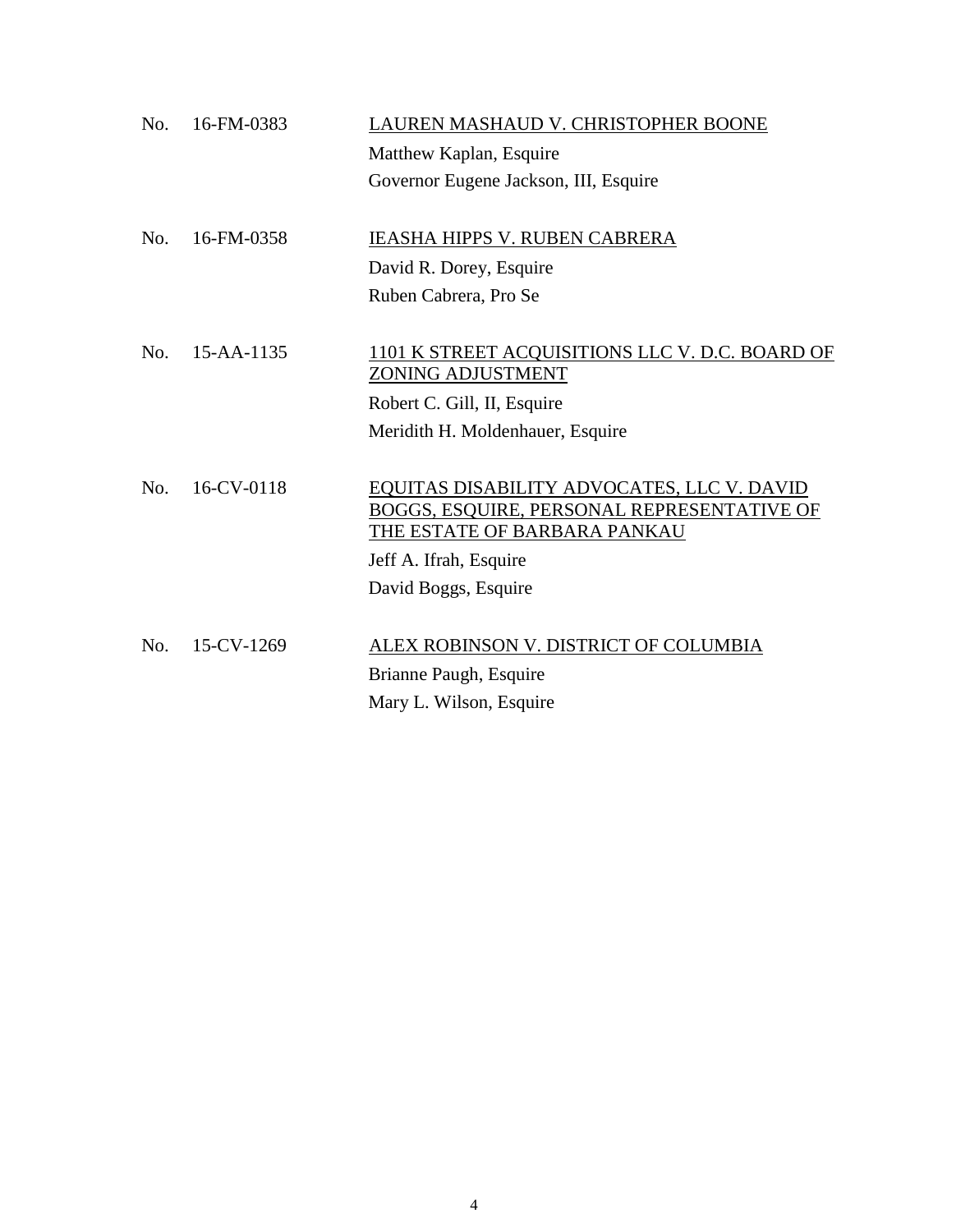No. 16-FM-0383 LAUREN MASHAUD V. CHRISTOPHER BOONE

Matthew Kaplan, Esquire

Governor Eugene Jackson, III, Esquire

No. 16-FM-0358 IEASHA HIPPS V. RUBEN CABRERA

David R. Dorey, Esquire

Ruben Cabrera, Pro Se

No. 15-AA-1135 1101 K STREET ACQUISITIONS LLC V. D.C. BOARD OF ZONING ADJUSTMENT

Robert C. Gill, II, Esquire

Meridith H. Moldenhauer, Esquire

No. 16-CV-0118 EQUITAS DISABILITY ADVOCATES, LLC V. DAVID BOGGS, ESQUIRE, PERSONAL REPRESENTATIVE OF THE ESTATE OF BARBARA PANKAU

Jeff A. Ifrah, Esquire

David Boggs, Esquire

No. 15-CV-1269 ALEX ROBINSON V. DISTRICT OF COLUMBIA

Brianne Paugh, Esquire

Mary L. Wilson, Esquire